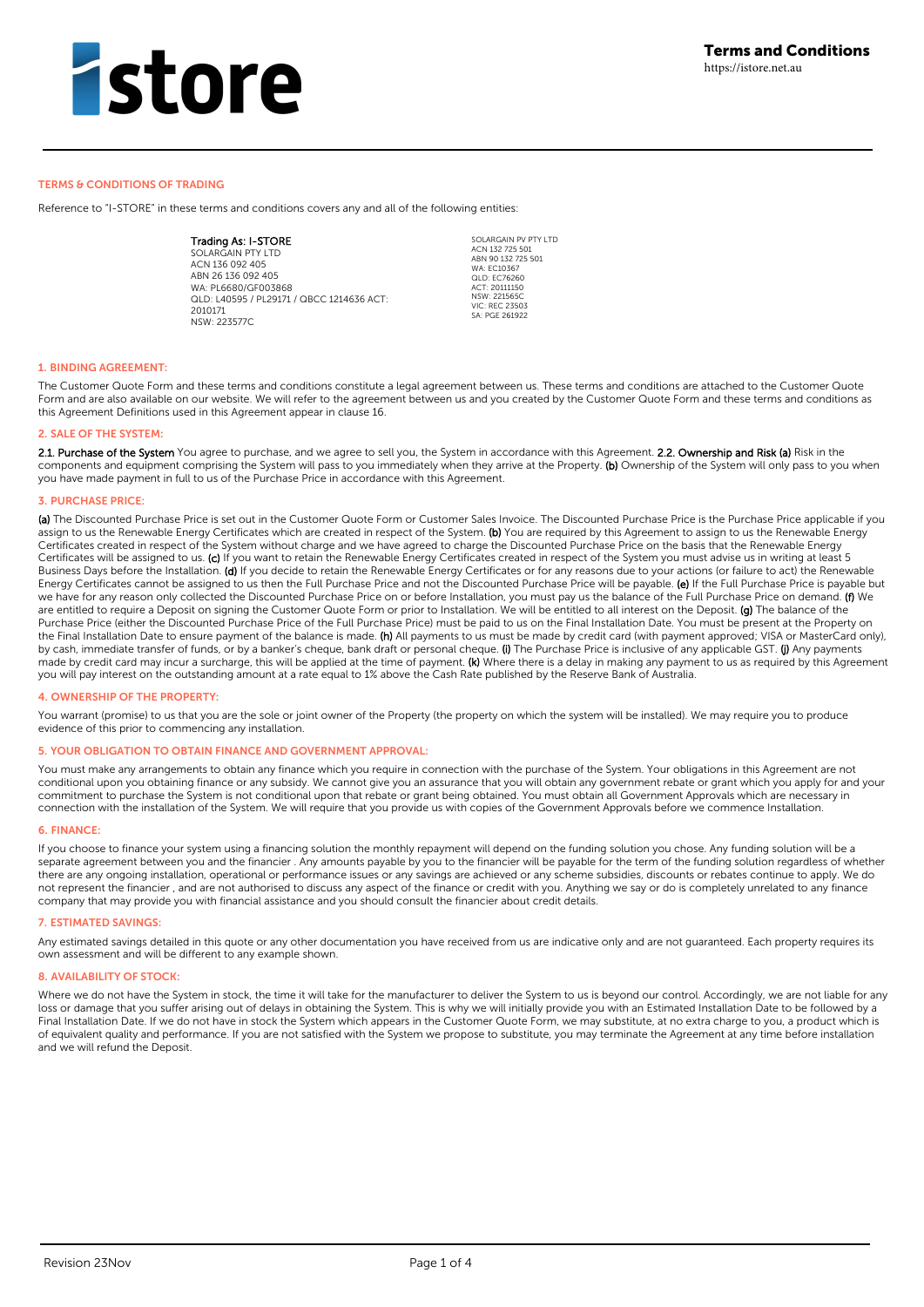# istore

**Terms and Conditions**
https://istore.net.au

## TERMS & CONDITIONS OF TRADING

Reference to "I-STORE" in these terms and conditions covers any and all of the following entities:

**Trading As: I-STORE**
SOLARGAIN PTY LTD
ACN 136 092 405
ABN 26 136 092 405
WA: PL6680/GF003868
QLD: L40595 / PL29171 / QBCC 1214636 ACT: 2010171
NSW: 223577C

SOLARGAIN PV PTY LTD
ACN 132 725 501
ABN 90 132 725 501
WA: EC10367
QLD: EC76260
ACT: 20111150
NSW: 221565C
VIC: REC 23503
SA: PGE 261922

### 1. BINDING AGREEMENT:

The Customer Quote Form and these terms and conditions constitute a legal agreement between us. These terms and conditions are attached to the Customer Quote Form and are also available on our website. We will refer to the agreement between us and you created by the Customer Quote Form and these terms and conditions as this Agreement Definitions used in this Agreement appear in clause 16.

### 2. SALE OF THE SYSTEM:

**2.1. Purchase of the System** You agree to purchase, and we agree to sell you, the System in accordance with this Agreement. **2.2. Ownership and Risk (a)** Risk in the components and equipment comprising the System will pass to you immediately when they arrive at the Property. **(b)** Ownership of the System will only pass to you when you have made payment in full to us of the Purchase Price in accordance with this Agreement.

### 3. PURCHASE PRICE:

**(a)** The Discounted Purchase Price is set out in the Customer Quote Form or Customer Sales Invoice. The Discounted Purchase Price is the Purchase Price applicable if you assign to us the Renewable Energy Certificates which are created in respect of the System. **(b)** You are required by this Agreement to assign to us the Renewable Energy Certificates created in respect of the System without charge and we have agreed to charge the Discounted Purchase Price on the basis that the Renewable Energy Certificates will be assigned to us. **(c)** If you want to retain the Renewable Energy Certificates created in respect of the System you must advise us in writing at least 5 Business Days before the Installation. **(d)** If you decide to retain the Renewable Energy Certificates or for any reasons due to your actions (or failure to act) the Renewable Energy Certificates cannot be assigned to us then the Full Purchase Price and not the Discounted Purchase Price will be payable. **(e)** If the Full Purchase Price is payable but we have for any reason only collected the Discounted Purchase Price on or before Installation, you must pay us the balance of the Full Purchase Price on demand. **(f)** We are entitled to require a Deposit on signing the Customer Quote Form or prior to Installation. We will be entitled to all interest on the Deposit. **(g)** The balance of the Purchase Price (either the Discounted Purchase Price of the Full Purchase Price) must be paid to us on the Final Installation Date. You must be present at the Property on the Final Installation Date to ensure payment of the balance is made. **(h)** All payments to us must be made by credit card (with payment approved; VISA or MasterCard only), by cash, immediate transfer of funds, or by a banker's cheque, bank draft or personal cheque. **(i)** The Purchase Price is inclusive of any applicable GST. **(j)** Any payments made by credit card may incur a surcharge, this will be applied at the time of payment. **(k)** Where there is a delay in making any payment to us as required by this Agreement you will pay interest on the outstanding amount at a rate equal to 1% above the Cash Rate published by the Reserve Bank of Australia.

### 4. OWNERSHIP OF THE PROPERTY:

You warrant (promise) to us that you are the sole or joint owner of the Property (the property on which the system will be installed). We may require you to produce evidence of this prior to commencing any installation.

### 5. YOUR OBLIGATION TO OBTAIN FINANCE AND GOVERNMENT APPROVAL:

You must make any arrangements to obtain any finance which you require in connection with the purchase of the System. Your obligations in this Agreement are not conditional upon you obtaining finance or any subsidy. We cannot give you an assurance that you will obtain any government rebate or grant which you apply for and your commitment to purchase the System is not conditional upon that rebate or grant being obtained. You must obtain all Government Approvals which are necessary in connection with the installation of the System. We will require that you provide us with copies of the Government Approvals before we commence Installation.

### 6. FINANCE:

If you choose to finance your system using a financing solution the monthly repayment will depend on the funding solution you chose. Any funding solution will be a separate agreement between you and the financier . Any amounts payable by you to the financier will be payable for the term of the funding solution regardless of whether there are any ongoing installation, operational or performance issues or any savings are achieved or any scheme subsidies, discounts or rebates continue to apply. We do not represent the financier , and are not authorised to discuss any aspect of the finance or credit with you. Anything we say or do is completely unrelated to any finance company that may provide you with financial assistance and you should consult the financier about credit details.

### 7. ESTIMATED SAVINGS:

Any estimated savings detailed in this quote or any other documentation you have received from us are indicative only and are not guaranteed. Each property requires its own assessment and will be different to any example shown.

### 8. AVAILABILITY OF STOCK:

Where we do not have the System in stock, the time it will take for the manufacturer to deliver the System to us is beyond our control. Accordingly, we are not liable for any loss or damage that you suffer arising out of delays in obtaining the System. This is why we will initially provide you with an Estimated Installation Date to be followed by a Final Installation Date. If we do not have in stock the System which appears in the Customer Quote Form, we may substitute, at no extra charge to you, a product which is of equivalent quality and performance. If you are not satisfied with the System we propose to substitute, you may terminate the Agreement at any time before installation and we will refund the Deposit.

Revision 23Nov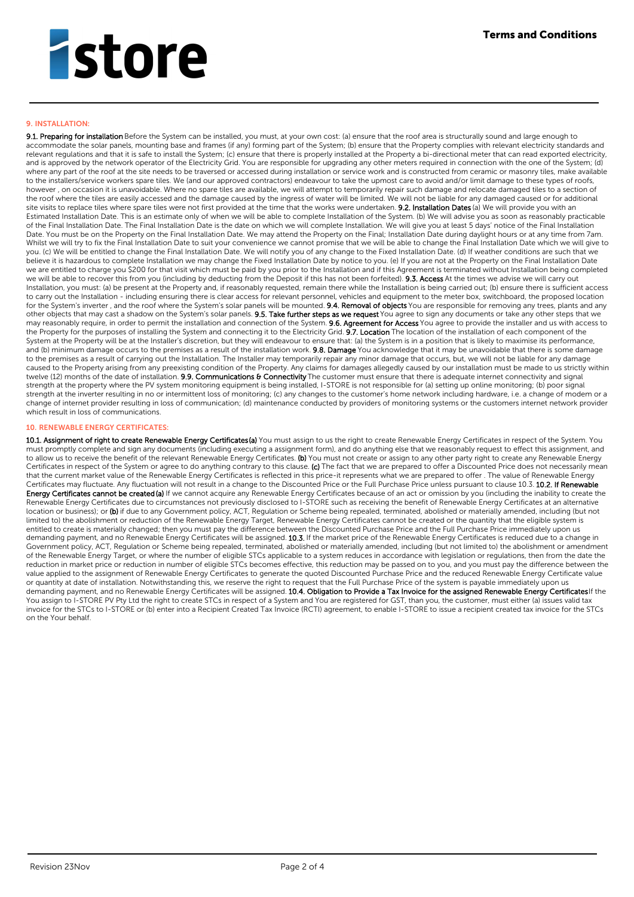# Terms and Conditions

## 9. INSTALLATION:

**9.1. Preparing for installation** Before the System can be installed, you must, at your own cost: (a) ensure that the roof area is structurally sound and large enough to accommodate the solar panels, mounting base and frames (if any) forming part of the System; (b) ensure that the Property complies with relevant electricity standards and relevant regulations and that it is safe to install the System; (c) ensure that there is properly installed at the Property a bi-directional meter that can read exported electricity, and is approved by the network operator of the Electricity Grid. You are responsible for upgrading any other meters required in connection with the one of the System; (d) where any part of the roof at the site needs to be traversed or accessed during installation or service work and is constructed from ceramic or masonry tiles, make available to the installers/service workers spare tiles. We (and our approved contractors) endeavour to take the upmost care to avoid and/or limit damage to these types of roofs, however , on occasion it is unavoidable. Where no spare tiles are available, we will attempt to temporarily repair such damage and relocate damaged tiles to a section of the roof where the tiles are easily accessed and the damage caused by the ingress of water will be limited. We will not be liable for any damaged caused or for additional site visits to replace tiles where spare tiles were not first provided at the time that the works were undertaken. **9.2. Installation Dates** (a) We will provide you with an Estimated Installation Date. This is an estimate only of when we will be able to complete Installation of the System. (b) We will advise you as soon as reasonably practicable of the Final Installation Date. The Final Installation Date is the date on which we will complete Installation. We will give you at least 5 days' notice of the Final Installation Date. You must be on the Property on the Final Installation Date. We may attend the Property on the Final; Installation Date during daylight hours or at any time from 7am. Whilst we will try to fix the Final Installation Date to suit your convenience we cannot promise that we will be able to change the Final Installation Date which we will give to you. (c) We will be entitled to change the Final Installation Date. We will notify you of any change to the Fixed Installation Date. (d) If weather conditions are such that we believe it is hazardous to complete Installation we may change the Fixed Installation Date by notice to you. (e) If you are not at the Property on the Final Installation Date we are entitled to charge you $200 for that visit which must be paid by you prior to the Installation and if this Agreement is terminated without Installation being completed we will be able to recover this from you (including by deducting from the Deposit if this has not been forfeited). **9.3. Access** At the times we advise we will carry out Installation, you must: (a) be present at the Property and, if reasonably requested, remain there while the Installation is being carried out; (b) ensure there is sufficient access to carry out the Installation - including ensuring there is clear access for relevant personnel, vehicles and equipment to the meter box, switchboard, the proposed location for the System's inverter , and the roof where the System's solar panels will be mounted. **9.4. Removal of objects** You are responsible for removing any trees, plants and any other objects that may cast a shadow on the System's solar panels. **9.5. Take further steps as we request** You agree to sign any documents or take any other steps that we may reasonably require, in order to permit the installation and connection of the System. **9.6. Agreement for Access** You agree to provide the installer and us with access to the Property for the purposes of installing the System and connecting it to the Electricity Grid. **9.7. Location** The location of the installation of each component of the System at the Property will be at the Installer's discretion, but they will endeavour to ensure that: (a) the System is in a position that is likely to maximise its performance, and (b) minimum damage occurs to the premises as a result of the installation work. **9.8. Damage** You acknowledge that it may be unavoidable that there is some damage to the premises as a result of carrying out the Installation. The Installer may temporarily repair any minor damage that occurs, but, we will not be liable for any damage caused to the Property arising from any preexisting condition of the Property. Any claims for damages allegedly caused by our installation must be made to us strictly within twelve (12) months of the date of installation. **9.9. Communications & Connectivity** The customer must ensure that there is adequate internet connectivity and signal strength at the property where the PV system monitoring equipment is being installed, I-STORE is not responsible for (a) setting up online monitoring; (b) poor signal strength at the inverter resulting in no or intermittent loss of monitoring; (c) any changes to the customer's home network including hardware, i.e. a change of modem or a change of internet provider resulting in loss of communication; (d) maintenance conducted by providers of monitoring systems or the customers internet network provider which result in loss of communications.

## 10. RENEWABLE ENERGY CERTIFICATES:

**10.1. Assignment of right to create Renewable Energy Certificates (a)** You must assign to us the right to create Renewable Energy Certificates in respect of the System. You must promptly complete and sign any documents (including executing a assignment form), and do anything else that we reasonably request to effect this assignment, and to allow us to receive the benefit of the relevant Renewable Energy Certificates. **(b)** You must not create or assign to any other party right to create any Renewable Energy Certificates in respect of the System or agree to do anything contrary to this clause. **(c)** The fact that we are prepared to offer a Discounted Price does not necessarily mean that the current market value of the Renewable Energy Certificates is reflected in this price-it represents what we are prepared to offer . The value of Renewable Energy Certificates may fluctuate. Any fluctuation will not result in a change to the Discounted Price or the Full Purchase Price unless pursuant to clause 10.3. **10.2. If Renewable Energy Certificates cannot be created (a)** If we cannot acquire any Renewable Energy Certificates because of an act or omission by you (including the inability to create the Renewable Energy Certificates due to circumstances not previously disclosed to I-STORE such as receiving the benefit of Renewable Energy Certificates at an alternative location or business); or **(b)** if due to any Government policy, ACT, Regulation or Scheme being repealed, terminated, abolished or materially amended, including (but not limited to) the abolishment or reduction of the Renewable Energy Target, Renewable Energy Certificates cannot be created or the quantity that the eligible system is entitled to create is materially changed; then you must pay the difference between the Discounted Purchase Price and the Full Purchase Price immediately upon us demanding payment, and no Renewable Energy Certificates will be assigned. **10.3.** If the market price of the Renewable Energy Certificates is reduced due to a change in Government policy, ACT, Regulation or Scheme being repealed, terminated, abolished or materially amended, including (but not limited to) the abolishment or amendment of the Renewable Energy Target, or where the number of eligible STCs applicable to a system reduces in accordance with legislation or regulations, then from the date the reduction in market price or reduction in number of eligible STCs becomes effective, this reduction may be passed on to you, and you must pay the difference between the value applied to the assignment of Renewable Energy Certificates to generate the quoted Discounted Purchase Price and the reduced Renewable Energy Certificate value or quantity at date of installation. Notwithstanding this, we reserve the right to request that the Full Purchase Price of the system is payable immediately upon us demanding payment, and no Renewable Energy Certificates will be assigned. **10.4. Obligation to Provide a Tax Invoice for the assigned Renewable Energy Certificates** If the You assign to I-STORE PV Pty Ltd the right to create STCs in respect of a System and You are registered for GST, than you, the customer, must either (a) issues valid tax invoice for the STCs to I-STORE or (b) enter into a Recipient Created Tax Invoice (RCTI) agreement, to enable I-STORE to issue a recipient created tax invoice for the STCs on the Your behalf.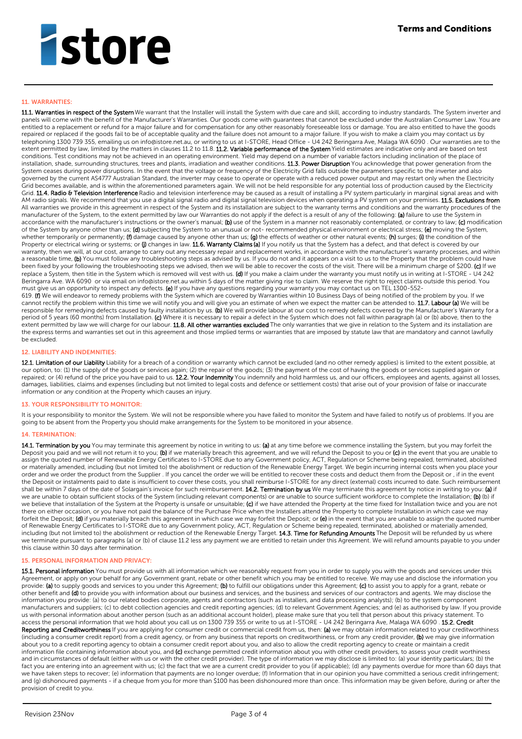# istore

**Terms and Conditions**

## 11. WARRANTIES:

**11.1. Warranties in respect of the System** We warrant that the Installer will install the System with due care and skill, according to industry standards. The System inverter and panels will come with the benefit of the Manufacturer's Warranties. Our goods come with guarantees that cannot be excluded under the Australian Consumer Law. You are entitled to a replacement or refund for a major failure and for compensation for any other reasonably foreseeable loss or damage. You are also entitled to have the goods repaired or replaced if the goods fail to be of acceptable quality and the failure does not amount to a major failure. If you wish to make a claim you may contact us by telephoning 1300 739 355, emailing us on info@istore.net.au, or writing to us at I-STORE, Head Office - U4 242 Beringarra Ave, Malaga WA 6090 . Our warranties are to the extent permitted by law, limited by the matters in clauses 11.2 to 11.8. **11.2. Variable performance of the System** Yield estimates are indicative only and are based on test conditions. Test conditions may not be achieved in an operating environment. Yield may depend on a number of variable factors including inclination of the place of installation, shade, surrounding structures, trees and plants, irradiation and weather conditions. **11.3. Power Disruption** You acknowledge that power generation from the System ceases during power disruptions. In the event that the voltage or frequency of the Electricity Grid falls outside the parameters specific to the inverter and also governed by the current AS4777 Australian Standard, the inverter may cease to operate or operate with a reduced power output and may restart only when the Electricity Grid becomes available, and is within the aforementioned parameters again. We will not be held responsible for any potential loss of production caused by the Electricity Grid. **11.4. Radio & Television Interference** Radio and television interference may be caused as a result of installing a PV system particularly in marginal signal areas and with AM radio signals. We recommend that you use a digital signal radio and digital signal television devices when operating a PV system on your premises. **11.5. Exclusions from** All warranties we provide in this agreement in respect of the System and its installation are subject to the warranty terms and conditions and the warranty procedures of the manufacturer of the System, to the extent permitted by law our Warranties do not apply if the defect is a result of any of the following: **(a)** failure to use the System in accordance with the manufacturer's instructions or the owner's manual; **(b)** use of the System in a manner not reasonably contemplated, or contrary to law; **(c)** modification of the System by anyone other than us; **(d)** subjecting the System to an unusual or not- recommended physical environment or electrical stress; **(e)** moving the System, whether temporarily or permanently; **(f)** damage caused by anyone other than us; **(g)** the effects of weather or other natural events; **(h)** surges; **(i)** the condition of the Property or electrical wiring or systems; or **(j)** changes in law. **11.6. Warranty Claims (a)** If you notify us that the System has a defect, and that defect is covered by our warranty, then we will, at our cost, arrange to carry out any necessary repair and replacement works, in accordance with the manufacturer's warranty processes, and within a reasonable time, **(b)** You must follow any troubleshooting steps as advised by us. If you do not and it appears on a visit to us to the Property that the problem could have been fixed by your following the troubleshooting steps we advised, then we will be able to recover the costs of the visit. There will be a minimum charge of $200. **(c)** If we replace a System, then title in the System which is removed will vest with us. **(d)** If you make a claim under the warranty you must notify us in writing at I-STORE - U4 242 Beringarra Ave. WA 6090 or via email on info@istore.net.au within 5 days of the matter giving rise to claim. We reserve the right to reject claims outside this period. You must give us an opportunity to inspect any defects. **(e)** If you have any questions regarding your warranty you may contact us on TEL 1300-552-619. **(f)** We will endeavor to remedy problems with the System which are covered by Warranties within 10 Business Days of being notified of the problem by you. If we cannot rectify the problem within this time we will notify you and will give you an estimate of when we expect the matter can be attended to. **11.7. Labour (a)** We will be responsible for remedying defects caused by faulty installation by us. **(b)** We will provide labour at our cost to remedy defects covered by the Manufacturer's Warranty for a period of 5 years (60 months) from Installation. **(c)** Where it is necessary to repair a defect in the System which does not fall within paragraph (a) or (b) above, then to the extent permitted by law we will charge for our labour. **11.8. All other warranties excluded** The only warranties that we give in relation to the System and its installation are the express terms and warranties set out in this agreement and those implied terms or warranties that are imposed by statute law that are mandatory and cannot lawfully be excluded.

## 12. LIABILITY AND INDEMNITIES:

**12.1. Limitation of our Liability** Liability for a breach of a condition or warranty which cannot be excluded (and no other remedy applies) is limited to the extent possible, at our option, to: (1) the supply of the goods or services again; (2) the repair of the goods; (3) the payment of the cost of having the goods or services supplied again or repaired; or (4) refund of the price you have paid to us. **12.2. Your Indemnity** You indemnify and hold harmless us, and our officers, employees and agents, against all losses, damages, liabilities, claims and expenses (including but not limited to legal costs and defence or settlement costs) that arise out of your provision of false or inaccurate information or any condition at the Property which causes an injury.

## 13. YOUR RESPONSIBILITY TO MONITOR:

It is your responsibility to monitor the System. We will not be responsible where you have failed to monitor the System and have failed to notify us of problems. If you are going to be absent from the Property you should make arrangements for the System to be monitored in your absence.

## 14. TERMINATION:

**14.1. Termination by you** You may terminate this agreement by notice in writing to us: **(a)** at any time before we commence installing the System, but you may forfeit the Deposit you paid and we will not return it to you; **(b)** if we materially breach this agreement, and we will refund the Deposit to you or **(c)** in the event that you are unable to assign the quoted number of Renewable Energy Certificates to I-STORE due to any Government policy, ACT, Regulation or Scheme being repealed, terminated, abolished or materially amended, including (but not limited to) the abolishment or reduction of the Renewable Energy Target. We begin incurring internal costs when you place your order and we order the product from the Supplier . If you cancel the order we will be entitled to recover these costs and deduct them from the Deposit or , if in the event the Deposit or instalments paid to date is insufficient to cover these costs, you shall reimburse I-STORE for any direct (external) costs incurred to date. Such reimbursement shall be within 7 days of the date of Solargain's invoice for such reimbursement. **14.2. Termination by us** We may terminate this agreement by notice in writing to you: **(a)** if we are unable to obtain sufficient stocks of the System (including relevant components) or are unable to source sufficient workforce to complete the Installation; **(b)** (b) if we believe that installation of the System at the Property is unsafe or unsuitable; **(c)** if we have attended the Property at the time fixed for Installation twice and you are not there on either occasion, or you have not paid the balance of the Purchase Price when the Installers attend the Property to complete Installation in which case we may forfeit the Deposit; **(d)** if you materially breach this agreement in which case we may forfeit the Deposit; or **(e)** in the event that you are unable to assign the quoted number of Renewable Energy Certificates to I-STORE due to any Government policy, ACT, Regulation or Scheme being repealed, terminated, abolished or materially amended, including (but not limited to) the abolishment or reduction of the Renewable Energy Target. **14.3. Time for Refunding Amounts** The Deposit will be refunded by us where we terminate pursuant to paragraphs (a) or (b) of clause 11.2 less any payment we are entitled to retain under this Agreement. We will refund amounts payable to you under this clause within 30 days after termination.

## 15. PERSONAL INFORMATION AND PRIVACY:

**15.1. Personal information** You must provide us with all information which we reasonably request from you in order to supply you with the goods and services under this Agreement, or apply on your behalf for any Government grant, rebate or other benefit which you may be entitled to receive. We may use and disclose the information you provide: **(a)** to supply goods and services to you under this Agreement; **(b)** to fulfill our obligations under this Agreement; **(c)** to assist you to apply for a grant, rebate or other benefit and **(d)** to provide you with information about our business and services, and the business and services of our contractors and agents. We may disclose the information you provide: (a) to our related bodies corporate, agents and contractors (such as installers, and data processing analysts); (b) to the system component manufacturers and suppliers; (c) to debt collection agencies and credit reporting agencies; (d) to relevant Government Agencies; and (e) as authorised by law. If you provide us with personal information about another person (such as an additional account holder), please make sure that you tell that person about this privacy statement. To access the personal information that we hold about you call us on 1300 739 355 or write to us at I-STORE - U4 242 Beringarra Ave, Malaga WA 6090 . **15.2. Credit Reporting and Creditworthiness** If you are applying for consumer credit or commercial credit from us, then: **(a)** we may obtain information related to your creditworthiness (including a consumer credit report) from a credit agency, or from any business that reports on creditworthiness, or from any credit provider, **(b)** we may give information about you to a credit reporting agency to obtain a consumer credit report about you, and also to allow the credit reporting agency to create or maintain a credit information file containing information about you, and **(c)** exchange permitted credit information about you with other credit providers, to assess your credit worthiness and in circumstances of default (either with us or with the other credit provider). The type of information we may disclose is limited to: (a) your identity particulars; (b) the fact you are entering into an agreement with us; (c) the fact that we are a current credit provider to you (if applicable); (d) any payments overdue for more than 60 days that we have taken steps to recover; (e) information that payments are no longer overdue; (f) Information that in our opinion you have committed a serious credit infringement; and (g) dishonoured payments - if a cheque from you for more than $100 has been dishonoured more than once. This information may be given before, during or after the provision of credit to you.

Revision 23Nov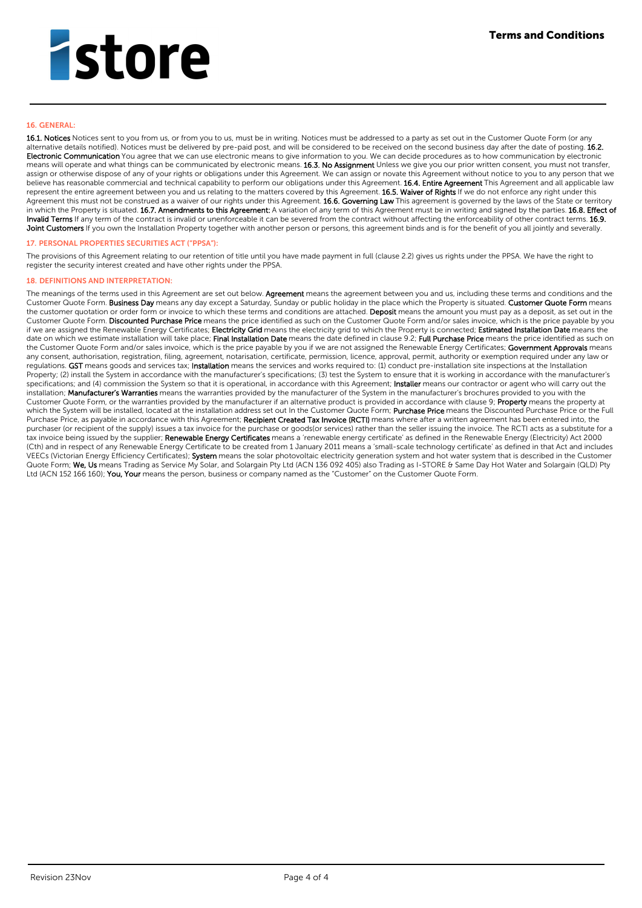# istore

**Terms and Conditions**

## 16. GENERAL:

**16.1. Notices** Notices sent to you from us, or from you to us, must be in writing. Notices must be addressed to a party as set out in the Customer Quote Form (or any alternative details notified). Notices must be delivered by pre-paid post, and will be considered to be received on the second business day after the date of posting. **16.2. Electronic Communication** You agree that we can use electronic means to give information to you. We can decide procedures as to how communication by electronic means will operate and what things can be communicated by electronic means. **16.3. No Assignment** Unless we give you our prior written consent, you must not transfer, assign or otherwise dispose of any of your rights or obligations under this Agreement. We can assign or novate this Agreement without notice to you to any person that we believe has reasonable commercial and technical capability to perform our obligations under this Agreement. **16.4. Entire Agreement** This Agreement and all applicable law represent the entire agreement between you and us relating to the matters covered by this Agreement. **16.5. Waiver of Rights** If we do not enforce any right under this Agreement this must not be construed as a waiver of our rights under this Agreement. **16.6. Governing Law** This agreement is governed by the laws of the State or territory in which the Property is situated. **16.7. Amendments to this Agreement:** A variation of any term of this Agreement must be in writing and signed by the parties. **16.8. Effect of Invalid Terms** If any term of the contract is invalid or unenforceable it can be severed from the contract without affecting the enforceability of other contract terms. **16.9. Joint Customers** If you own the Installation Property together with another person or persons, this agreement binds and is for the benefit of you all jointly and severally.

## 17. PERSONAL PROPERTIES SECURITIES ACT ("PPSA"):

The provisions of this Agreement relating to our retention of title until you have made payment in full (clause 2.2) gives us rights under the PPSA. We have the right to register the security interest created and have other rights under the PPSA.

## 18. DEFINITIONS AND INTERPRETATION:

The meanings of the terms used in this Agreement are set out below. **Agreement** means the agreement between you and us, including these terms and conditions and the Customer Quote Form. **Business Day** means any day except a Saturday, Sunday or public holiday in the place which the Property is situated. **Customer Quote Form** means the customer quotation or order form or invoice to which these terms and conditions are attached. **Deposit** means the amount you must pay as a deposit, as set out in the Customer Quote Form. **Discounted Purchase Price** means the price identified as such on the Customer Quote Form and/or sales invoice, which is the price payable by you if we are assigned the Renewable Energy Certificates; **Electricity Grid** means the electricity grid to which the Property is connected; **Estimated Installation Date** means the date on which we estimate installation will take place; **Final Installation Date** means the date defined in clause 9.2; **Full Purchase Price** means the price identified as such on the Customer Quote Form and/or sales invoice, which is the price payable by you if we are not assigned the Renewable Energy Certificates; **Government Approvals** means any consent, authorisation, registration, filing, agreement, notarisation, certificate, permission, licence, approval, permit, authority or exemption required under any law or regulations. **GST** means goods and services tax; **Installation** means the services and works required to: (1) conduct pre-installation site inspections at the Installation Property; (2) install the System in accordance with the manufacturer's specifications; (3) test the System to ensure that it is working in accordance with the manufacturer's specifications; and (4) commission the System so that it is operational, in accordance with this Agreement; **Installer** means our contractor or agent who will carry out the installation; **Manufacturer's Warranties** means the warranties provided by the manufacturer of the System in the manufacturer's brochures provided to you with the Customer Quote Form, or the warranties provided by the manufacturer if an alternative product is provided in accordance with clause 9; **Property** means the property at which the System will be installed, located at the installation address set out In the Customer Quote Form; **Purchase Price** means the Discounted Purchase Price or the Full Purchase Price, as payable in accordance with this Agreement; **Recipient Created Tax Invoice (RCTI)** means where after a written agreement has been entered into, the purchaser (or recipient of the supply) issues a tax invoice for the purchase or goods(or services) rather than the seller issuing the invoice. The RCTI acts as a substitute for a tax invoice being issued by the supplier; **Renewable Energy Certificates** means a 'renewable energy certificate' as defined in the Renewable Energy (Electricity) Act 2000 (Cth) and in respect of any Renewable Energy Certificate to be created from 1 January 2011 means a 'small-scale technology certificate' as defined in that Act and includes VEECs (Victorian Energy Efficiency Certificates); **System** means the solar photovoltaic electricity generation system and hot water system that is described in the Customer Quote Form; **We, Us** means Trading as Service My Solar, and Solargain Pty Ltd (ACN 136 092 405) also Trading as I-STORE & Same Day Hot Water and Solargain (QLD) Pty Ltd (ACN 152 166 160); **You, Your** means the person, business or company named as the "Customer" on the Customer Quote Form.

Revision 23Nov